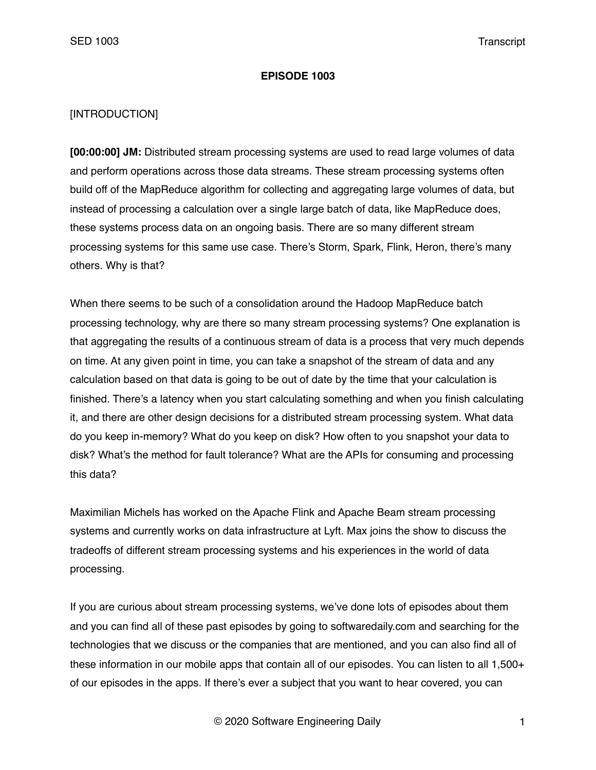# EPISODE 1003

[INTRODUCTION]

**[00:00:00] JM:** Distributed stream processing systems are used to read large volumes of data and perform operations across those data streams. These stream processing systems often build off of the MapReduce algorithm for collecting and aggregating large volumes of data, but instead of processing a calculation over a single large batch of data, like MapReduce does, these systems process data on an ongoing basis. There are so many different stream processing systems for this same use case. There's Storm, Spark, Flink, Heron, there's many others. Why is that?

When there seems to be such of a consolidation around the Hadoop MapReduce batch processing technology, why are there so many stream processing systems? One explanation is that aggregating the results of a continuous stream of data is a process that very much depends on time. At any given point in time, you can take a snapshot of the stream of data and any calculation based on that data is going to be out of date by the time that your calculation is finished. There's a latency when you start calculating something and when you finish calculating it, and there are other design decisions for a distributed stream processing system. What data do you keep in-memory? What do you keep on disk? How often to you snapshot your data to disk? What's the method for fault tolerance? What are the APIs for consuming and processing this data?

Maximilian Michels has worked on the Apache Flink and Apache Beam stream processing systems and currently works on data infrastructure at Lyft. Max joins the show to discuss the tradeoffs of different stream processing systems and his experiences in the world of data processing.

If you are curious about stream processing systems, we've done lots of episodes about them and you can find all of these past episodes by going to softwaredaily.com and searching for the technologies that we discuss or the companies that are mentioned, and you can also find all of these information in our mobile apps that contain all of our episodes. You can listen to all 1,500+ of our episodes in the apps. If there's ever a subject that you want to hear covered, you can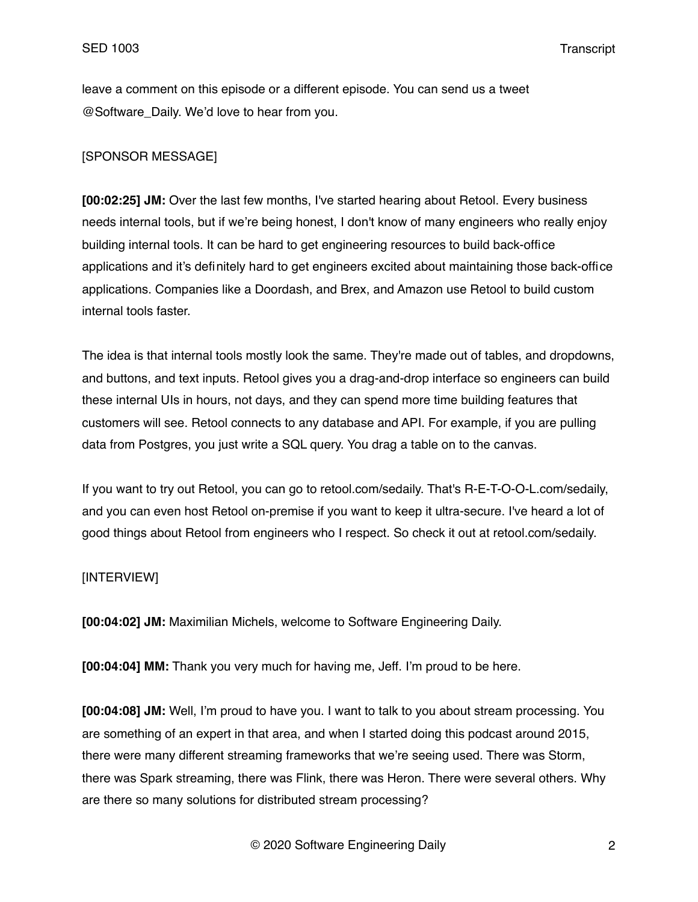leave a comment on this episode or a different episode. You can send us a tweet @Software_Daily. We'd love to hear from you.

[SPONSOR MESSAGE]

**[00:02:25] JM:** Over the last few months, I've started hearing about Retool. Every business needs internal tools, but if we're being honest, I don't know of many engineers who really enjoy building internal tools. It can be hard to get engineering resources to build back-office applications and it's definitely hard to get engineers excited about maintaining those back-office applications. Companies like a Doordash, and Brex, and Amazon use Retool to build custom internal tools faster.

The idea is that internal tools mostly look the same. They're made out of tables, and dropdowns, and buttons, and text inputs. Retool gives you a drag-and-drop interface so engineers can build these internal UIs in hours, not days, and they can spend more time building features that customers will see. Retool connects to any database and API. For example, if you are pulling data from Postgres, you just write a SQL query. You drag a table on to the canvas.

If you want to try out Retool, you can go to retool.com/sedaily. That's R-E-T-O-O-L.com/sedaily, and you can even host Retool on-premise if you want to keep it ultra-secure. I've heard a lot of good things about Retool from engineers who I respect. So check it out at retool.com/sedaily.

[INTERVIEW]

**[00:04:02] JM:** Maximilian Michels, welcome to Software Engineering Daily.

**[00:04:04] MM:** Thank you very much for having me, Jeff. I'm proud to be here.

**[00:04:08] JM:** Well, I'm proud to have you. I want to talk to you about stream processing. You are something of an expert in that area, and when I started doing this podcast around 2015, there were many different streaming frameworks that we're seeing used. There was Storm, there was Spark streaming, there was Flink, there was Heron. There were several others. Why are there so many solutions for distributed stream processing?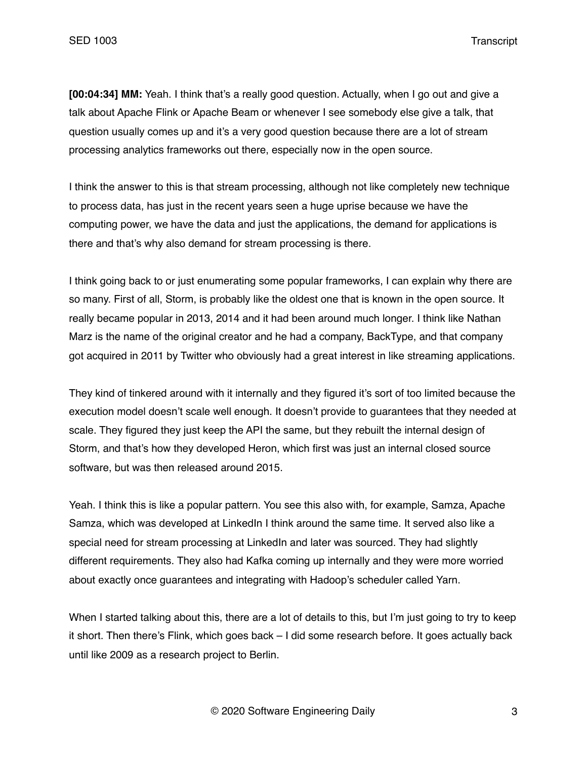**[00:04:34] MM:** Yeah. I think that's a really good question. Actually, when I go out and give a talk about Apache Flink or Apache Beam or whenever I see somebody else give a talk, that question usually comes up and it's a very good question because there are a lot of stream processing analytics frameworks out there, especially now in the open source.

I think the answer to this is that stream processing, although not like completely new technique to process data, has just in the recent years seen a huge uprise because we have the computing power, we have the data and just the applications, the demand for applications is there and that's why also demand for stream processing is there.

I think going back to or just enumerating some popular frameworks, I can explain why there are so many. First of all, Storm, is probably like the oldest one that is known in the open source. It really became popular in 2013, 2014 and it had been around much longer. I think like Nathan Marz is the name of the original creator and he had a company, BackType, and that company got acquired in 2011 by Twitter who obviously had a great interest in like streaming applications.

They kind of tinkered around with it internally and they figured it's sort of too limited because the execution model doesn't scale well enough. It doesn't provide to guarantees that they needed at scale. They figured they just keep the API the same, but they rebuilt the internal design of Storm, and that's how they developed Heron, which first was just an internal closed source software, but was then released around 2015.

Yeah. I think this is like a popular pattern. You see this also with, for example, Samza, Apache Samza, which was developed at LinkedIn I think around the same time. It served also like a special need for stream processing at LinkedIn and later was sourced. They had slightly different requirements. They also had Kafka coming up internally and they were more worried about exactly once guarantees and integrating with Hadoop's scheduler called Yarn.

When I started talking about this, there are a lot of details to this, but I'm just going to try to keep it short. Then there's Flink, which goes back – I did some research before. It goes actually back until like 2009 as a research project to Berlin.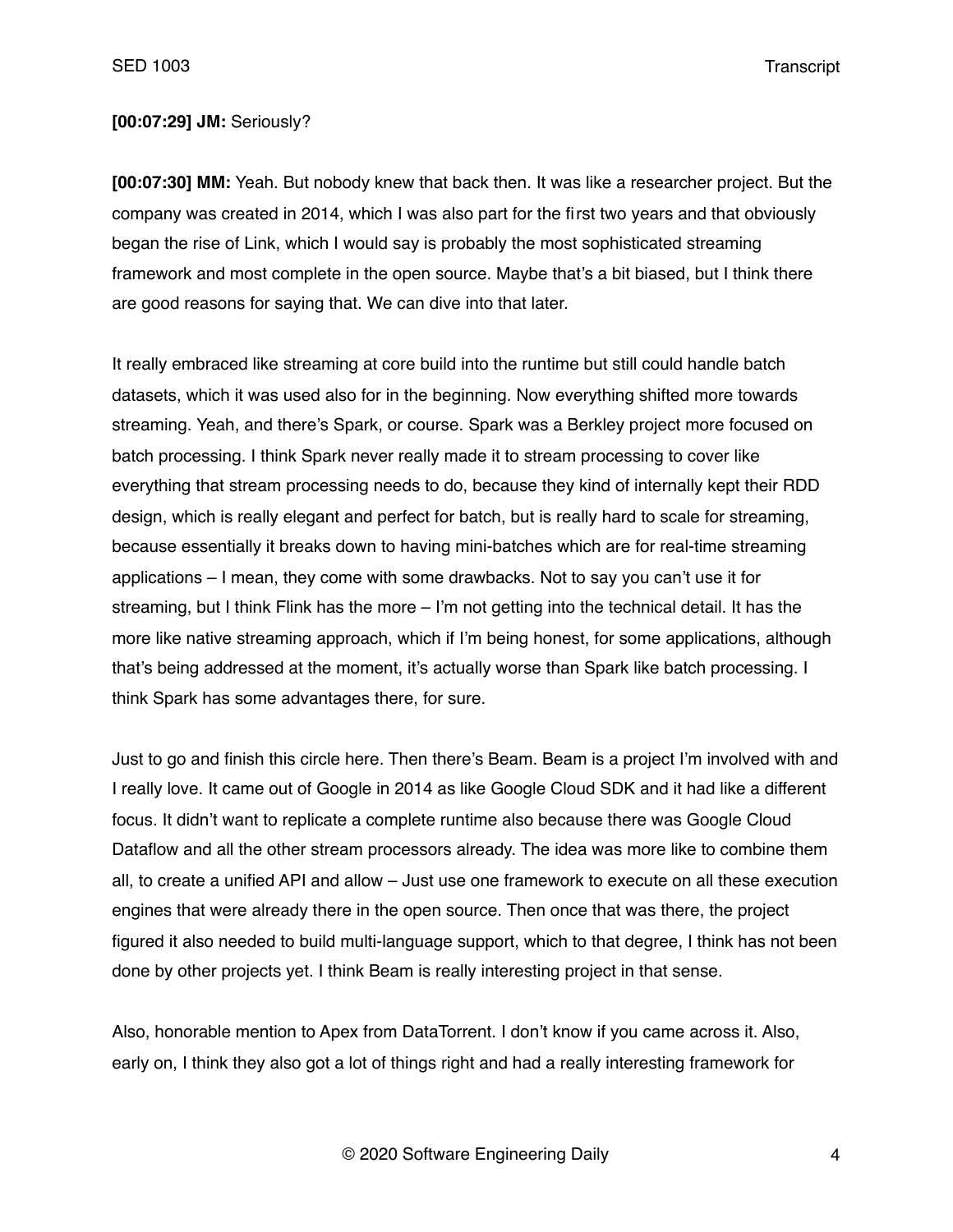**[00:07:29] JM:** Seriously?

**[00:07:30] MM:** Yeah. But nobody knew that back then. It was like a researcher project. But the company was created in 2014, which I was also part for the first two years and that obviously began the rise of Link, which I would say is probably the most sophisticated streaming framework and most complete in the open source. Maybe that's a bit biased, but I think there are good reasons for saying that. We can dive into that later.

It really embraced like streaming at core build into the runtime but still could handle batch datasets, which it was used also for in the beginning. Now everything shifted more towards streaming. Yeah, and there's Spark, or course. Spark was a Berkley project more focused on batch processing. I think Spark never really made it to stream processing to cover like everything that stream processing needs to do, because they kind of internally kept their RDD design, which is really elegant and perfect for batch, but is really hard to scale for streaming, because essentially it breaks down to having mini-batches which are for real-time streaming applications – I mean, they come with some drawbacks. Not to say you can't use it for streaming, but I think Flink has the more – I'm not getting into the technical detail. It has the more like native streaming approach, which if I'm being honest, for some applications, although that's being addressed at the moment, it's actually worse than Spark like batch processing. I think Spark has some advantages there, for sure.

Just to go and finish this circle here. Then there's Beam. Beam is a project I'm involved with and I really love. It came out of Google in 2014 as like Google Cloud SDK and it had like a different focus. It didn't want to replicate a complete runtime also because there was Google Cloud Dataflow and all the other stream processors already. The idea was more like to combine them all, to create a unified API and allow – Just use one framework to execute on all these execution engines that were already there in the open source. Then once that was there, the project figured it also needed to build multi-language support, which to that degree, I think has not been done by other projects yet. I think Beam is really interesting project in that sense.

Also, honorable mention to Apex from DataTorrent. I don't know if you came across it. Also, early on, I think they also got a lot of things right and had a really interesting framework for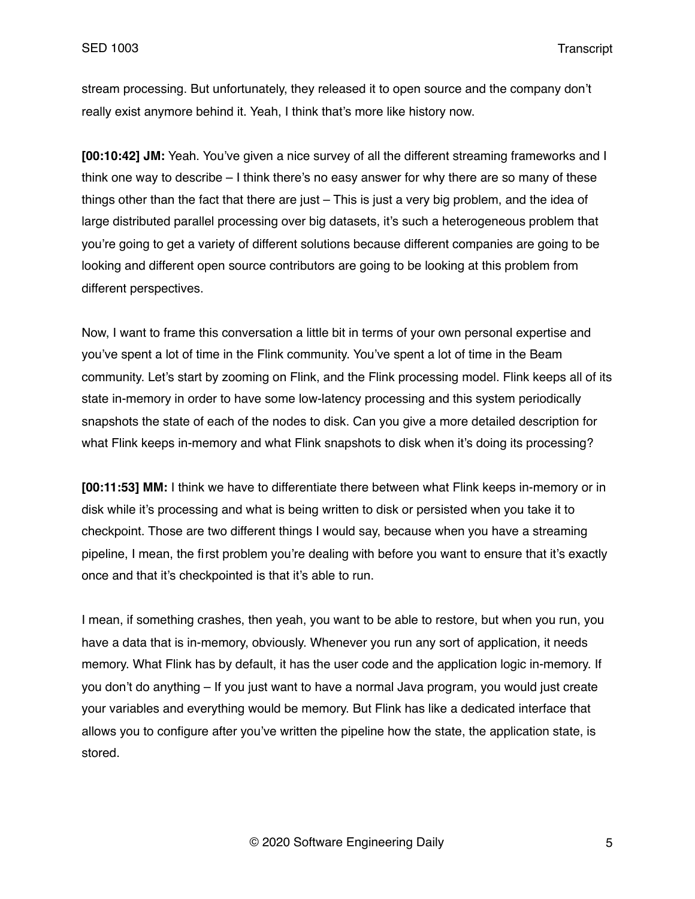stream processing. But unfortunately, they released it to open source and the company don't really exist anymore behind it. Yeah, I think that's more like history now.

**[00:10:42] JM:** Yeah. You've given a nice survey of all the different streaming frameworks and I think one way to describe – I think there's no easy answer for why there are so many of these things other than the fact that there are just – This is just a very big problem, and the idea of large distributed parallel processing over big datasets, it's such a heterogeneous problem that you're going to get a variety of different solutions because different companies are going to be looking and different open source contributors are going to be looking at this problem from different perspectives.

Now, I want to frame this conversation a little bit in terms of your own personal expertise and you've spent a lot of time in the Flink community. You've spent a lot of time in the Beam community. Let's start by zooming on Flink, and the Flink processing model. Flink keeps all of its state in-memory in order to have some low-latency processing and this system periodically snapshots the state of each of the nodes to disk. Can you give a more detailed description for what Flink keeps in-memory and what Flink snapshots to disk when it's doing its processing?

**[00:11:53] MM:** I think we have to differentiate there between what Flink keeps in-memory or in disk while it's processing and what is being written to disk or persisted when you take it to checkpoint. Those are two different things I would say, because when you have a streaming pipeline, I mean, the first problem you're dealing with before you want to ensure that it's exactly once and that it's checkpointed is that it's able to run.

I mean, if something crashes, then yeah, you want to be able to restore, but when you run, you have a data that is in-memory, obviously. Whenever you run any sort of application, it needs memory. What Flink has by default, it has the user code and the application logic in-memory. If you don't do anything – If you just want to have a normal Java program, you would just create your variables and everything would be memory. But Flink has like a dedicated interface that allows you to configure after you've written the pipeline how the state, the application state, is stored.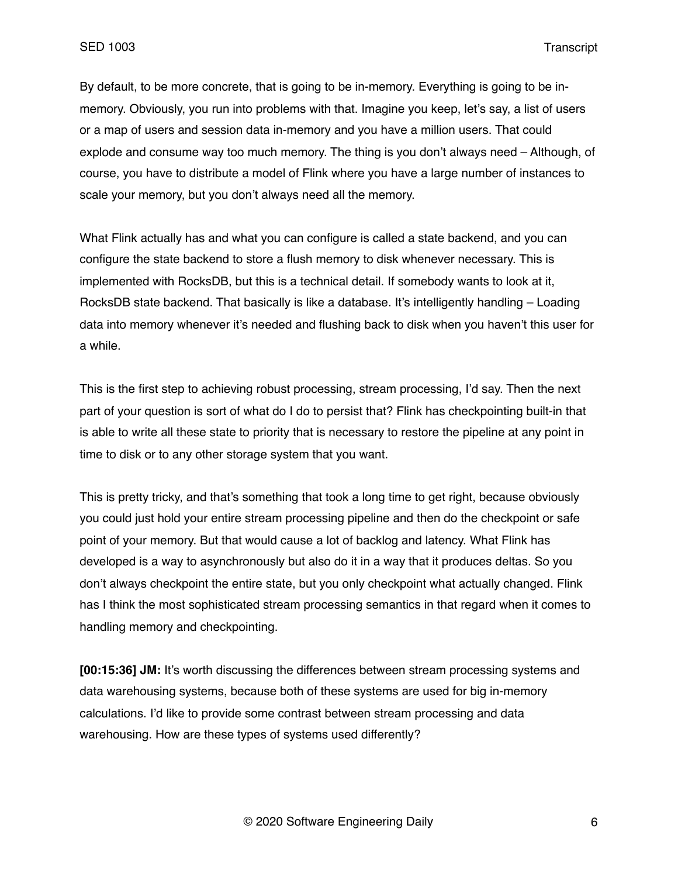By default, to be more concrete, that is going to be in-memory. Everything is going to be in-memory. Obviously, you run into problems with that. Imagine you keep, let's say, a list of users or a map of users and session data in-memory and you have a million users. That could explode and consume way too much memory. The thing is you don't always need – Although, of course, you have to distribute a model of Flink where you have a large number of instances to scale your memory, but you don't always need all the memory.

What Flink actually has and what you can configure is called a state backend, and you can configure the state backend to store a flush memory to disk whenever necessary. This is implemented with RocksDB, but this is a technical detail. If somebody wants to look at it, RocksDB state backend. That basically is like a database. It's intelligently handling – Loading data into memory whenever it's needed and flushing back to disk when you haven't this user for a while.

This is the first step to achieving robust processing, stream processing, I'd say. Then the next part of your question is sort of what do I do to persist that? Flink has checkpointing built-in that is able to write all these state to priority that is necessary to restore the pipeline at any point in time to disk or to any other storage system that you want.

This is pretty tricky, and that's something that took a long time to get right, because obviously you could just hold your entire stream processing pipeline and then do the checkpoint or safe point of your memory. But that would cause a lot of backlog and latency. What Flink has developed is a way to asynchronously but also do it in a way that it produces deltas. So you don't always checkpoint the entire state, but you only checkpoint what actually changed. Flink has I think the most sophisticated stream processing semantics in that regard when it comes to handling memory and checkpointing.

**[00:15:36] JM:** It's worth discussing the differences between stream processing systems and data warehousing systems, because both of these systems are used for big in-memory calculations. I'd like to provide some contrast between stream processing and data warehousing. How are these types of systems used differently?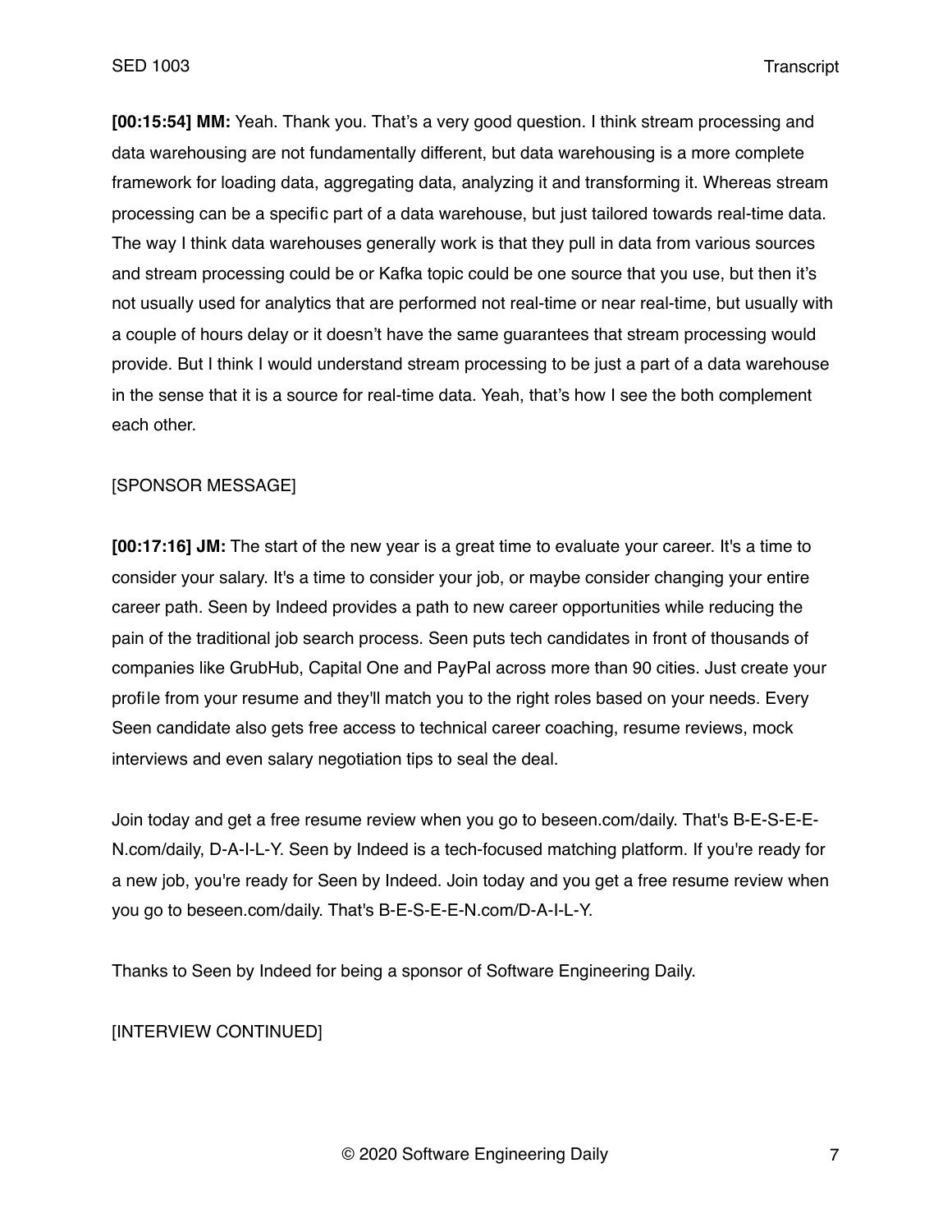**[00:15:54] MM:** Yeah. Thank you. That's a very good question. I think stream processing and data warehousing are not fundamentally different, but data warehousing is a more complete framework for loading data, aggregating data, analyzing it and transforming it. Whereas stream processing can be a specific part of a data warehouse, but just tailored towards real-time data. The way I think data warehouses generally work is that they pull in data from various sources and stream processing could be or Kafka topic could be one source that you use, but then it's not usually used for analytics that are performed not real-time or near real-time, but usually with a couple of hours delay or it doesn't have the same guarantees that stream processing would provide. But I think I would understand stream processing to be just a part of a data warehouse in the sense that it is a source for real-time data. Yeah, that's how I see the both complement each other.

[SPONSOR MESSAGE]

**[00:17:16] JM:** The start of the new year is a great time to evaluate your career. It's a time to consider your salary. It's a time to consider your job, or maybe consider changing your entire career path. Seen by Indeed provides a path to new career opportunities while reducing the pain of the traditional job search process. Seen puts tech candidates in front of thousands of companies like GrubHub, Capital One and PayPal across more than 90 cities. Just create your profile from your resume and they'll match you to the right roles based on your needs. Every Seen candidate also gets free access to technical career coaching, resume reviews, mock interviews and even salary negotiation tips to seal the deal.

Join today and get a free resume review when you go to beseen.com/daily. That's B-E-S-E-E-N.com/daily, D-A-I-L-Y. Seen by Indeed is a tech-focused matching platform. If you're ready for a new job, you're ready for Seen by Indeed. Join today and you get a free resume review when you go to beseen.com/daily. That's B-E-S-E-E-N.com/D-A-I-L-Y.

Thanks to Seen by Indeed for being a sponsor of Software Engineering Daily.

[INTERVIEW CONTINUED]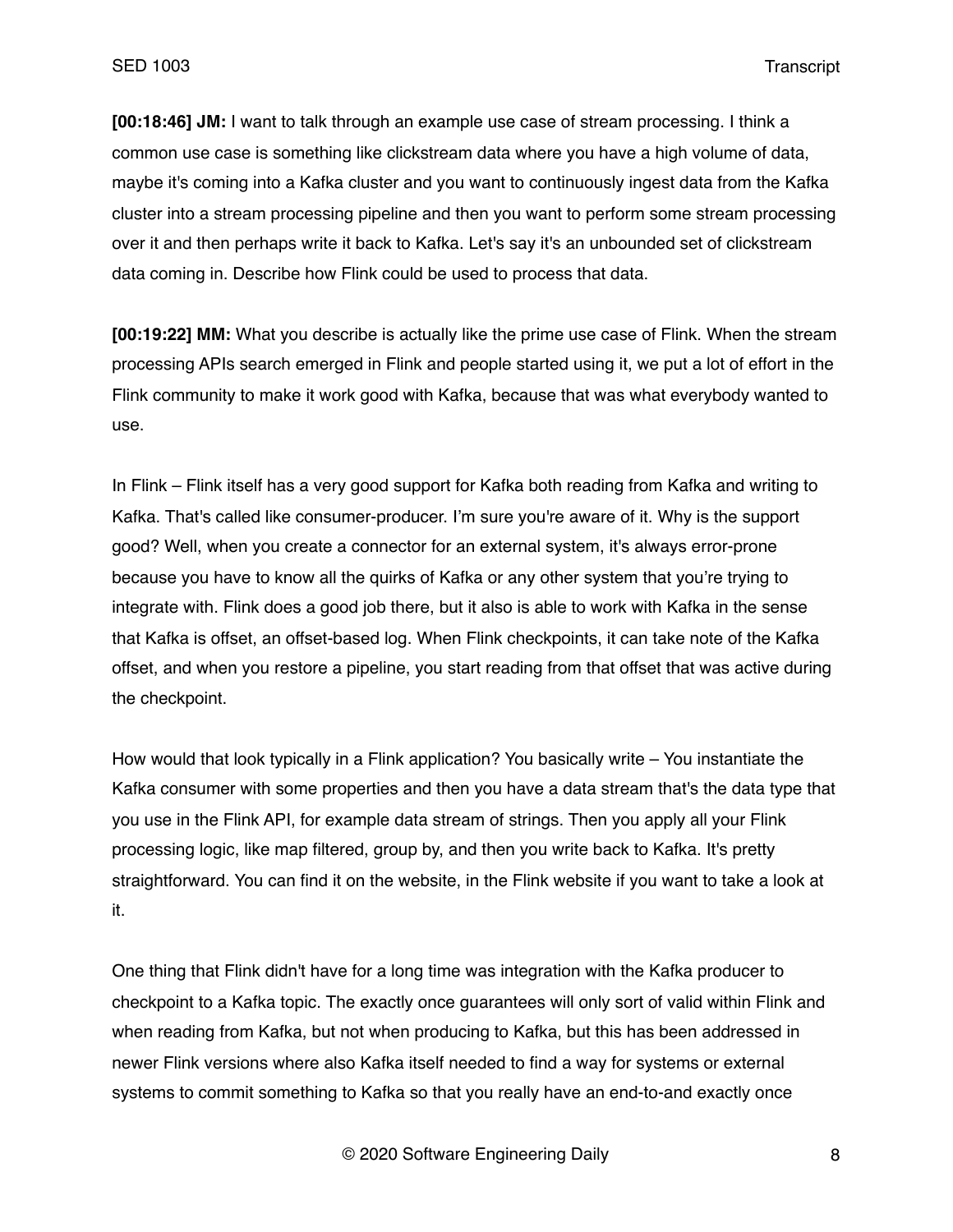**[00:18:46] JM:** I want to talk through an example use case of stream processing. I think a common use case is something like clickstream data where you have a high volume of data, maybe it's coming into a Kafka cluster and you want to continuously ingest data from the Kafka cluster into a stream processing pipeline and then you want to perform some stream processing over it and then perhaps write it back to Kafka. Let's say it's an unbounded set of clickstream data coming in. Describe how Flink could be used to process that data.

**[00:19:22] MM:** What you describe is actually like the prime use case of Flink. When the stream processing APIs search emerged in Flink and people started using it, we put a lot of effort in the Flink community to make it work good with Kafka, because that was what everybody wanted to use.

In Flink – Flink itself has a very good support for Kafka both reading from Kafka and writing to Kafka. That's called like consumer-producer. I'm sure you're aware of it. Why is the support good? Well, when you create a connector for an external system, it's always error-prone because you have to know all the quirks of Kafka or any other system that you're trying to integrate with. Flink does a good job there, but it also is able to work with Kafka in the sense that Kafka is offset, an offset-based log. When Flink checkpoints, it can take note of the Kafka offset, and when you restore a pipeline, you start reading from that offset that was active during the checkpoint.

How would that look typically in a Flink application? You basically write – You instantiate the Kafka consumer with some properties and then you have a data stream that's the data type that you use in the Flink API, for example data stream of strings. Then you apply all your Flink processing logic, like map filtered, group by, and then you write back to Kafka. It's pretty straightforward. You can find it on the website, in the Flink website if you want to take a look at it.

One thing that Flink didn't have for a long time was integration with the Kafka producer to checkpoint to a Kafka topic. The exactly once guarantees will only sort of valid within Flink and when reading from Kafka, but not when producing to Kafka, but this has been addressed in newer Flink versions where also Kafka itself needed to find a way for systems or external systems to commit something to Kafka so that you really have an end-to-and exactly once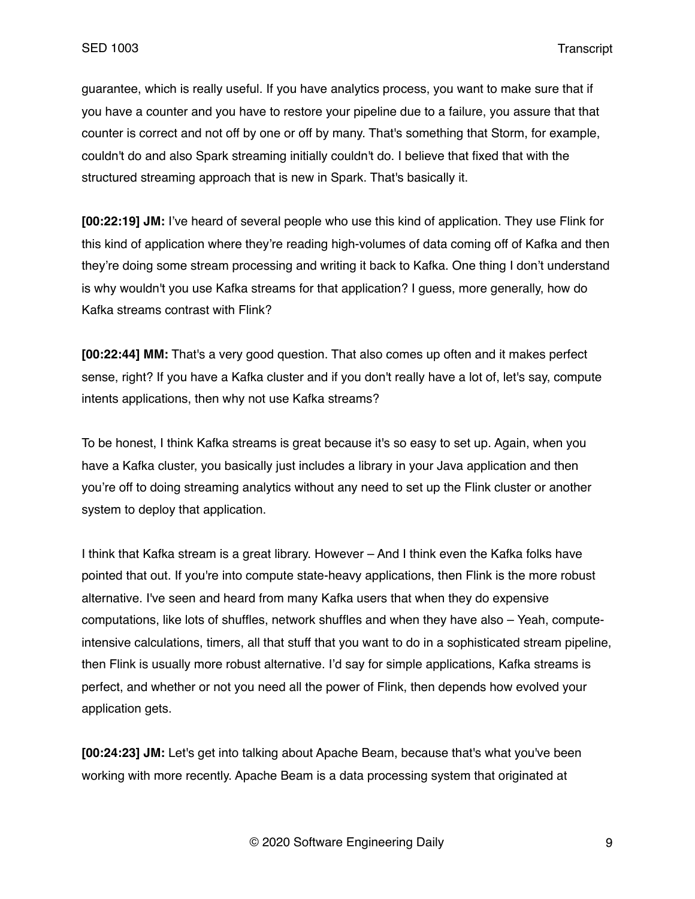guarantee, which is really useful. If you have analytics process, you want to make sure that if you have a counter and you have to restore your pipeline due to a failure, you assure that that counter is correct and not off by one or off by many. That's something that Storm, for example, couldn't do and also Spark streaming initially couldn't do. I believe that fixed that with the structured streaming approach that is new in Spark. That's basically it.

**[00:22:19] JM:** I've heard of several people who use this kind of application. They use Flink for this kind of application where they're reading high-volumes of data coming off of Kafka and then they're doing some stream processing and writing it back to Kafka. One thing I don't understand is why wouldn't you use Kafka streams for that application? I guess, more generally, how do Kafka streams contrast with Flink?

**[00:22:44] MM:** That's a very good question. That also comes up often and it makes perfect sense, right? If you have a Kafka cluster and if you don't really have a lot of, let's say, compute intents applications, then why not use Kafka streams?

To be honest, I think Kafka streams is great because it's so easy to set up. Again, when you have a Kafka cluster, you basically just includes a library in your Java application and then you're off to doing streaming analytics without any need to set up the Flink cluster or another system to deploy that application.

I think that Kafka stream is a great library. However – And I think even the Kafka folks have pointed that out. If you're into compute state-heavy applications, then Flink is the more robust alternative. I've seen and heard from many Kafka users that when they do expensive computations, like lots of shuffles, network shuffles and when they have also – Yeah, compute-intensive calculations, timers, all that stuff that you want to do in a sophisticated stream pipeline, then Flink is usually more robust alternative. I'd say for simple applications, Kafka streams is perfect, and whether or not you need all the power of Flink, then depends how evolved your application gets.

**[00:24:23] JM:** Let's get into talking about Apache Beam, because that's what you've been working with more recently. Apache Beam is a data processing system that originated at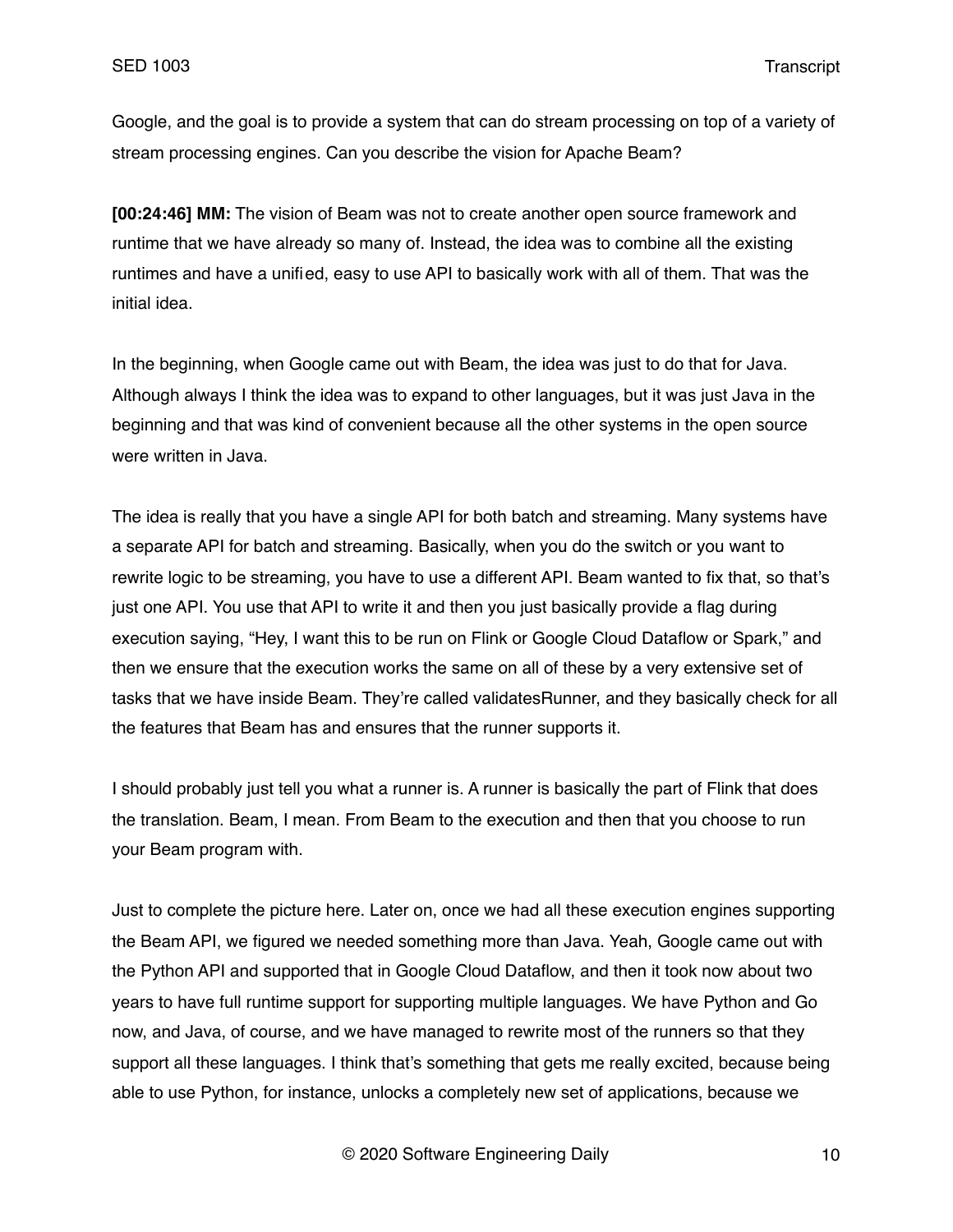Google, and the goal is to provide a system that can do stream processing on top of a variety of stream processing engines. Can you describe the vision for Apache Beam?

**[00:24:46] MM:** The vision of Beam was not to create another open source framework and runtime that we have already so many of. Instead, the idea was to combine all the existing runtimes and have a unified, easy to use API to basically work with all of them. That was the initial idea.

In the beginning, when Google came out with Beam, the idea was just to do that for Java. Although always I think the idea was to expand to other languages, but it was just Java in the beginning and that was kind of convenient because all the other systems in the open source were written in Java.

The idea is really that you have a single API for both batch and streaming. Many systems have a separate API for batch and streaming. Basically, when you do the switch or you want to rewrite logic to be streaming, you have to use a different API. Beam wanted to fix that, so that's just one API. You use that API to write it and then you just basically provide a flag during execution saying, "Hey, I want this to be run on Flink or Google Cloud Dataflow or Spark," and then we ensure that the execution works the same on all of these by a very extensive set of tasks that we have inside Beam. They're called validatesRunner, and they basically check for all the features that Beam has and ensures that the runner supports it.

I should probably just tell you what a runner is. A runner is basically the part of Flink that does the translation. Beam, I mean. From Beam to the execution and then that you choose to run your Beam program with.

Just to complete the picture here. Later on, once we had all these execution engines supporting the Beam API, we figured we needed something more than Java. Yeah, Google came out with the Python API and supported that in Google Cloud Dataflow, and then it took now about two years to have full runtime support for supporting multiple languages. We have Python and Go now, and Java, of course, and we have managed to rewrite most of the runners so that they support all these languages. I think that's something that gets me really excited, because being able to use Python, for instance, unlocks a completely new set of applications, because we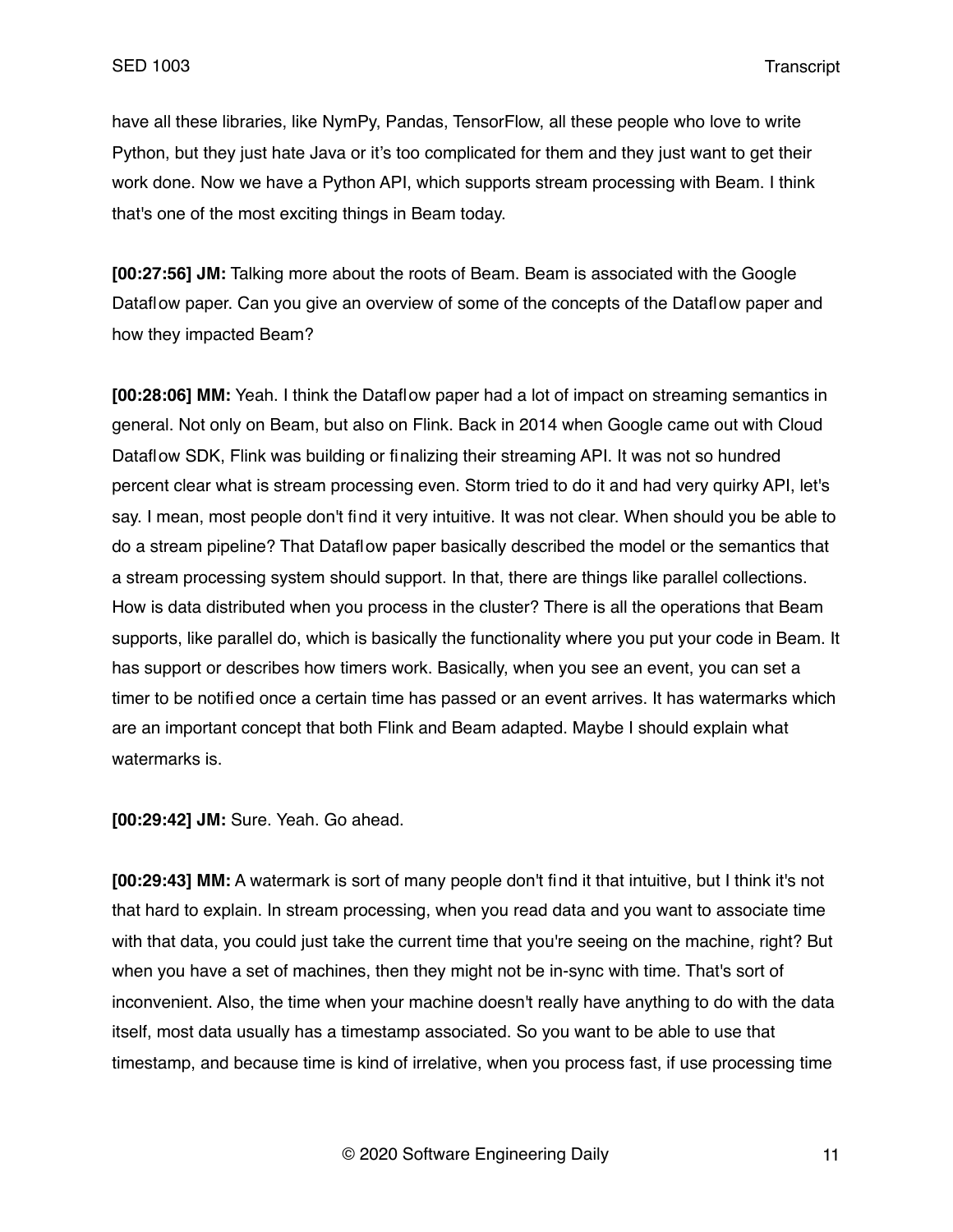have all these libraries, like NymPy, Pandas, TensorFlow, all these people who love to write Python, but they just hate Java or it's too complicated for them and they just want to get their work done. Now we have a Python API, which supports stream processing with Beam. I think that's one of the most exciting things in Beam today.

**[00:27:56] JM:** Talking more about the roots of Beam. Beam is associated with the Google Dataflow paper. Can you give an overview of some of the concepts of the Dataflow paper and how they impacted Beam?

**[00:28:06] MM:** Yeah. I think the Dataflow paper had a lot of impact on streaming semantics in general. Not only on Beam, but also on Flink. Back in 2014 when Google came out with Cloud Dataflow SDK, Flink was building or finalizing their streaming API. It was not so hundred percent clear what is stream processing even. Storm tried to do it and had very quirky API, let's say. I mean, most people don't find it very intuitive. It was not clear. When should you be able to do a stream pipeline? That Dataflow paper basically described the model or the semantics that a stream processing system should support. In that, there are things like parallel collections. How is data distributed when you process in the cluster? There is all the operations that Beam supports, like parallel do, which is basically the functionality where you put your code in Beam. It has support or describes how timers work. Basically, when you see an event, you can set a timer to be notified once a certain time has passed or an event arrives. It has watermarks which are an important concept that both Flink and Beam adapted. Maybe I should explain what watermarks is.

**[00:29:42] JM:** Sure. Yeah. Go ahead.

**[00:29:43] MM:** A watermark is sort of many people don't find it that intuitive, but I think it's not that hard to explain. In stream processing, when you read data and you want to associate time with that data, you could just take the current time that you're seeing on the machine, right? But when you have a set of machines, then they might not be in-sync with time. That's sort of inconvenient. Also, the time when your machine doesn't really have anything to do with the data itself, most data usually has a timestamp associated. So you want to be able to use that timestamp, and because time is kind of irrelative, when you process fast, if use processing time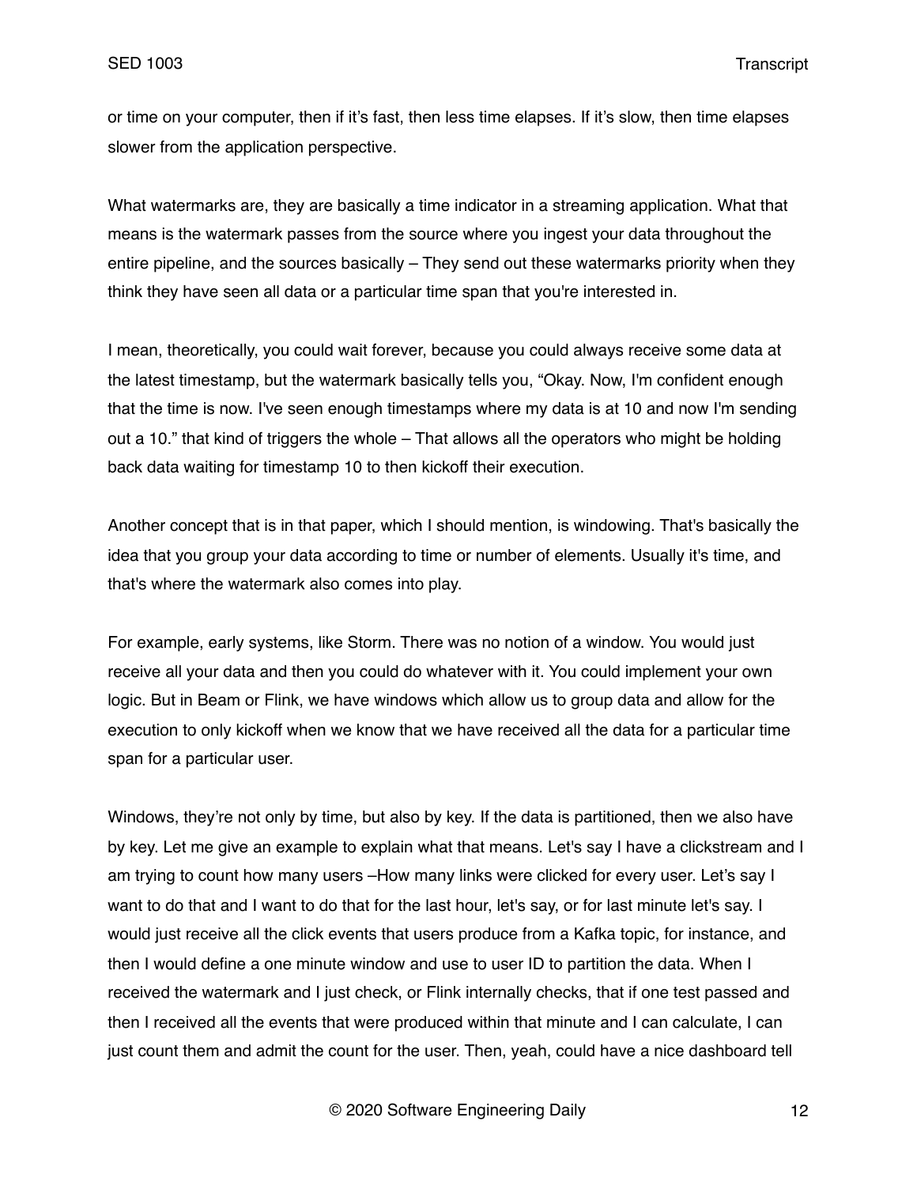or time on your computer, then if it's fast, then less time elapses. If it's slow, then time elapses slower from the application perspective.

What watermarks are, they are basically a time indicator in a streaming application. What that means is the watermark passes from the source where you ingest your data throughout the entire pipeline, and the sources basically – They send out these watermarks priority when they think they have seen all data or a particular time span that you're interested in.

I mean, theoretically, you could wait forever, because you could always receive some data at the latest timestamp, but the watermark basically tells you, "Okay. Now, I'm confident enough that the time is now. I've seen enough timestamps where my data is at 10 and now I'm sending out a 10." that kind of triggers the whole – That allows all the operators who might be holding back data waiting for timestamp 10 to then kickoff their execution.

Another concept that is in that paper, which I should mention, is windowing. That's basically the idea that you group your data according to time or number of elements. Usually it's time, and that's where the watermark also comes into play.

For example, early systems, like Storm. There was no notion of a window. You would just receive all your data and then you could do whatever with it. You could implement your own logic. But in Beam or Flink, we have windows which allow us to group data and allow for the execution to only kickoff when we know that we have received all the data for a particular time span for a particular user.

Windows, they're not only by time, but also by key. If the data is partitioned, then we also have by key. Let me give an example to explain what that means. Let's say I have a clickstream and I am trying to count how many users –How many links were clicked for every user. Let's say I want to do that and I want to do that for the last hour, let's say, or for last minute let's say. I would just receive all the click events that users produce from a Kafka topic, for instance, and then I would define a one minute window and use to user ID to partition the data. When I received the watermark and I just check, or Flink internally checks, that if one test passed and then I received all the events that were produced within that minute and I can calculate, I can just count them and admit the count for the user. Then, yeah, could have a nice dashboard tell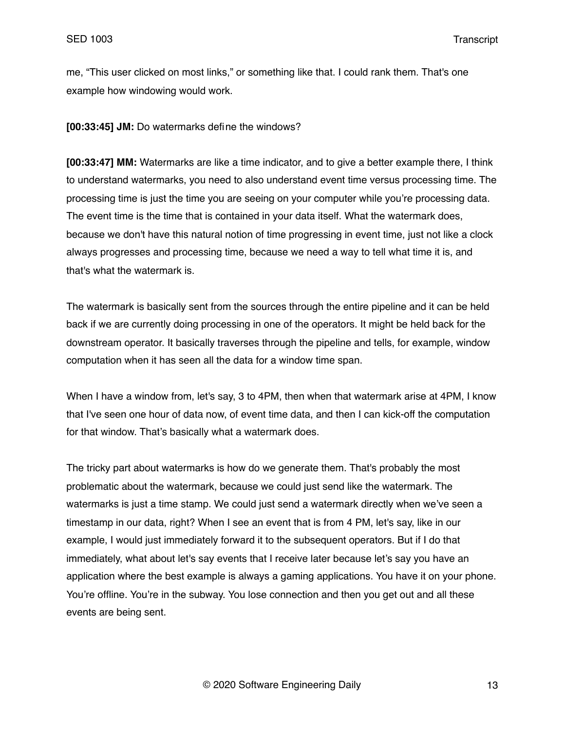me, "This user clicked on most links," or something like that. I could rank them. That's one example how windowing would work.

**[00:33:45] JM:** Do watermarks define the windows?

**[00:33:47] MM:** Watermarks are like a time indicator, and to give a better example there, I think to understand watermarks, you need to also understand event time versus processing time. The processing time is just the time you are seeing on your computer while you're processing data. The event time is the time that is contained in your data itself. What the watermark does, because we don't have this natural notion of time progressing in event time, just not like a clock always progresses and processing time, because we need a way to tell what time it is, and that's what the watermark is.

The watermark is basically sent from the sources through the entire pipeline and it can be held back if we are currently doing processing in one of the operators. It might be held back for the downstream operator. It basically traverses through the pipeline and tells, for example, window computation when it has seen all the data for a window time span.

When I have a window from, let's say, 3 to 4PM, then when that watermark arise at 4PM, I know that I've seen one hour of data now, of event time data, and then I can kick-off the computation for that window. That's basically what a watermark does.

The tricky part about watermarks is how do we generate them. That's probably the most problematic about the watermark, because we could just send like the watermark. The watermarks is just a time stamp. We could just send a watermark directly when we've seen a timestamp in our data, right? When I see an event that is from 4 PM, let's say, like in our example, I would just immediately forward it to the subsequent operators. But if I do that immediately, what about let's say events that I receive later because let's say you have an application where the best example is always a gaming applications. You have it on your phone. You're offline. You're in the subway. You lose connection and then you get out and all these events are being sent.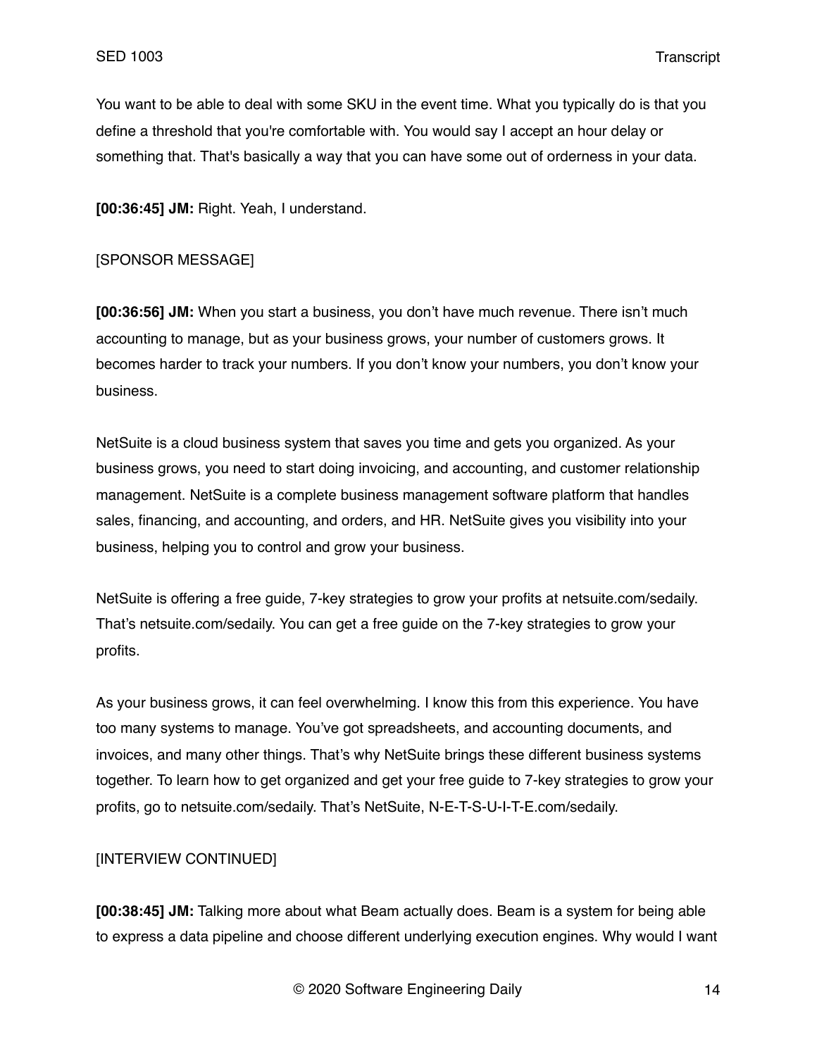You want to be able to deal with some SKU in the event time. What you typically do is that you define a threshold that you're comfortable with. You would say I accept an hour delay or something that. That's basically a way that you can have some out of orderness in your data.

**[00:36:45] JM:** Right. Yeah, I understand.

[SPONSOR MESSAGE]

**[00:36:56] JM:** When you start a business, you don't have much revenue. There isn't much accounting to manage, but as your business grows, your number of customers grows. It becomes harder to track your numbers. If you don't know your numbers, you don't know your business.

NetSuite is a cloud business system that saves you time and gets you organized. As your business grows, you need to start doing invoicing, and accounting, and customer relationship management. NetSuite is a complete business management software platform that handles sales, financing, and accounting, and orders, and HR. NetSuite gives you visibility into your business, helping you to control and grow your business.

NetSuite is offering a free guide, 7-key strategies to grow your profits at netsuite.com/sedaily. That's netsuite.com/sedaily. You can get a free guide on the 7-key strategies to grow your profits.

As your business grows, it can feel overwhelming. I know this from this experience. You have too many systems to manage. You've got spreadsheets, and accounting documents, and invoices, and many other things. That's why NetSuite brings these different business systems together. To learn how to get organized and get your free guide to 7-key strategies to grow your profits, go to netsuite.com/sedaily. That's NetSuite, N-E-T-S-U-I-T-E.com/sedaily.

[INTERVIEW CONTINUED]

**[00:38:45] JM:** Talking more about what Beam actually does. Beam is a system for being able to express a data pipeline and choose different underlying execution engines. Why would I want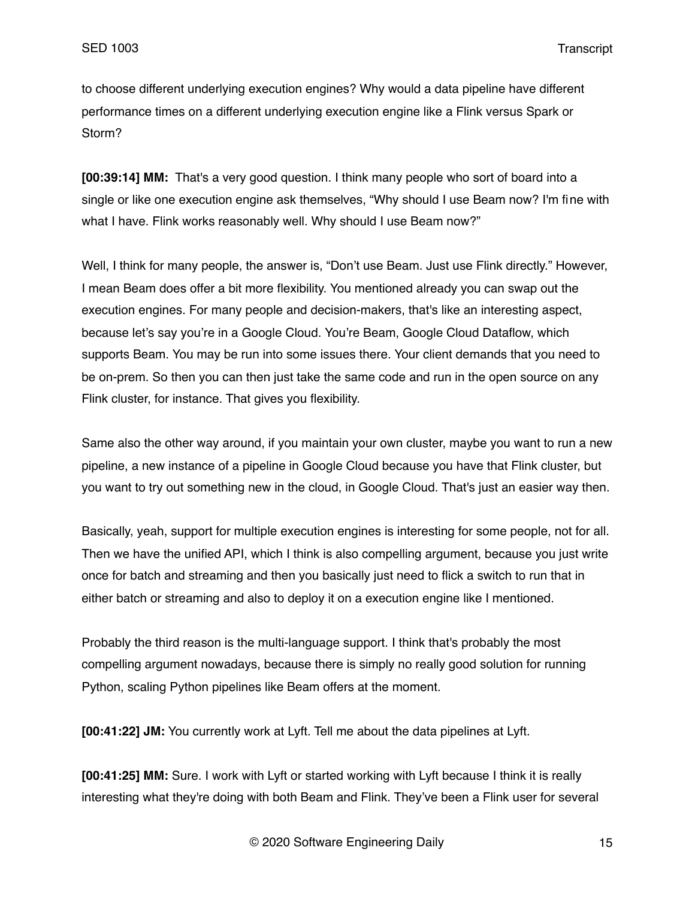to choose different underlying execution engines? Why would a data pipeline have different performance times on a different underlying execution engine like a Flink versus Spark or Storm?

**[00:39:14] MM:** That's a very good question. I think many people who sort of board into a single or like one execution engine ask themselves, "Why should I use Beam now? I'm fine with what I have. Flink works reasonably well. Why should I use Beam now?"

Well, I think for many people, the answer is, "Don't use Beam. Just use Flink directly." However, I mean Beam does offer a bit more flexibility. You mentioned already you can swap out the execution engines. For many people and decision-makers, that's like an interesting aspect, because let's say you're in a Google Cloud. You're Beam, Google Cloud Dataflow, which supports Beam. You may be run into some issues there. Your client demands that you need to be on-prem. So then you can then just take the same code and run in the open source on any Flink cluster, for instance. That gives you flexibility.

Same also the other way around, if you maintain your own cluster, maybe you want to run a new pipeline, a new instance of a pipeline in Google Cloud because you have that Flink cluster, but you want to try out something new in the cloud, in Google Cloud. That's just an easier way then.

Basically, yeah, support for multiple execution engines is interesting for some people, not for all. Then we have the unified API, which I think is also compelling argument, because you just write once for batch and streaming and then you basically just need to flick a switch to run that in either batch or streaming and also to deploy it on a execution engine like I mentioned.

Probably the third reason is the multi-language support. I think that's probably the most compelling argument nowadays, because there is simply no really good solution for running Python, scaling Python pipelines like Beam offers at the moment.

**[00:41:22] JM:** You currently work at Lyft. Tell me about the data pipelines at Lyft.

**[00:41:25] MM:** Sure. I work with Lyft or started working with Lyft because I think it is really interesting what they're doing with both Beam and Flink. They've been a Flink user for several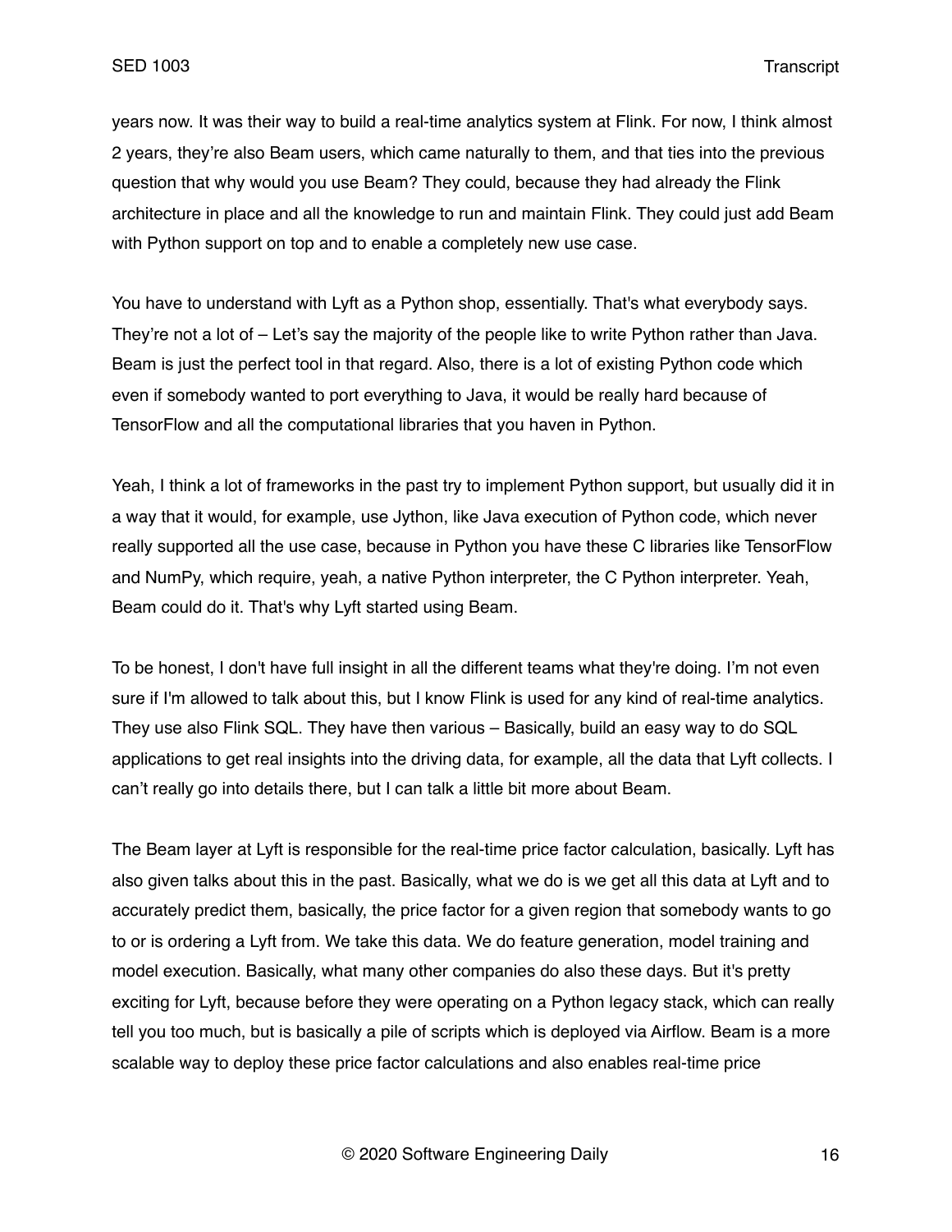years now. It was their way to build a real-time analytics system at Flink. For now, I think almost 2 years, they're also Beam users, which came naturally to them, and that ties into the previous question that why would you use Beam? They could, because they had already the Flink architecture in place and all the knowledge to run and maintain Flink. They could just add Beam with Python support on top and to enable a completely new use case.

You have to understand with Lyft as a Python shop, essentially. That's what everybody says. They're not a lot of – Let's say the majority of the people like to write Python rather than Java. Beam is just the perfect tool in that regard. Also, there is a lot of existing Python code which even if somebody wanted to port everything to Java, it would be really hard because of TensorFlow and all the computational libraries that you haven in Python.

Yeah, I think a lot of frameworks in the past try to implement Python support, but usually did it in a way that it would, for example, use Jython, like Java execution of Python code, which never really supported all the use case, because in Python you have these C libraries like TensorFlow and NumPy, which require, yeah, a native Python interpreter, the C Python interpreter. Yeah, Beam could do it. That's why Lyft started using Beam.

To be honest, I don't have full insight in all the different teams what they're doing. I'm not even sure if I'm allowed to talk about this, but I know Flink is used for any kind of real-time analytics. They use also Flink SQL. They have then various – Basically, build an easy way to do SQL applications to get real insights into the driving data, for example, all the data that Lyft collects. I can't really go into details there, but I can talk a little bit more about Beam.

The Beam layer at Lyft is responsible for the real-time price factor calculation, basically. Lyft has also given talks about this in the past. Basically, what we do is we get all this data at Lyft and to accurately predict them, basically, the price factor for a given region that somebody wants to go to or is ordering a Lyft from. We take this data. We do feature generation, model training and model execution. Basically, what many other companies do also these days. But it's pretty exciting for Lyft, because before they were operating on a Python legacy stack, which can really tell you too much, but is basically a pile of scripts which is deployed via Airflow. Beam is a more scalable way to deploy these price factor calculations and also enables real-time price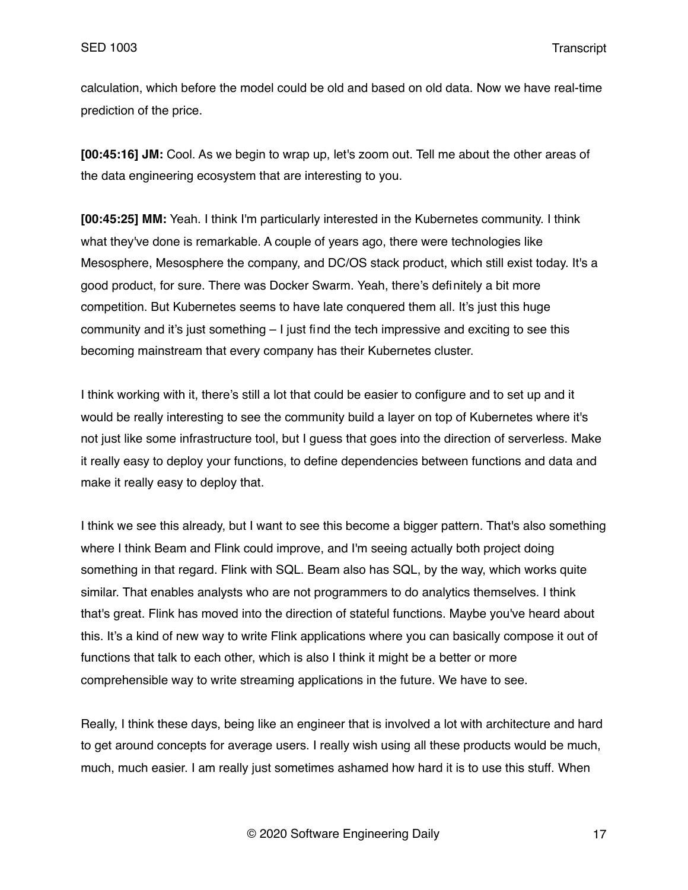calculation, which before the model could be old and based on old data. Now we have real-time prediction of the price.

**[00:45:16] JM:** Cool. As we begin to wrap up, let's zoom out. Tell me about the other areas of the data engineering ecosystem that are interesting to you.

**[00:45:25] MM:** Yeah. I think I'm particularly interested in the Kubernetes community. I think what they've done is remarkable. A couple of years ago, there were technologies like Mesosphere, Mesosphere the company, and DC/OS stack product, which still exist today. It's a good product, for sure. There was Docker Swarm. Yeah, there's definitely a bit more competition. But Kubernetes seems to have late conquered them all. It's just this huge community and it's just something – I just find the tech impressive and exciting to see this becoming mainstream that every company has their Kubernetes cluster.

I think working with it, there's still a lot that could be easier to configure and to set up and it would be really interesting to see the community build a layer on top of Kubernetes where it's not just like some infrastructure tool, but I guess that goes into the direction of serverless. Make it really easy to deploy your functions, to define dependencies between functions and data and make it really easy to deploy that.

I think we see this already, but I want to see this become a bigger pattern. That's also something where I think Beam and Flink could improve, and I'm seeing actually both project doing something in that regard. Flink with SQL. Beam also has SQL, by the way, which works quite similar. That enables analysts who are not programmers to do analytics themselves. I think that's great. Flink has moved into the direction of stateful functions. Maybe you've heard about this. It's a kind of new way to write Flink applications where you can basically compose it out of functions that talk to each other, which is also I think it might be a better or more comprehensible way to write streaming applications in the future. We have to see.

Really, I think these days, being like an engineer that is involved a lot with architecture and hard to get around concepts for average users. I really wish using all these products would be much, much, much easier. I am really just sometimes ashamed how hard it is to use this stuff. When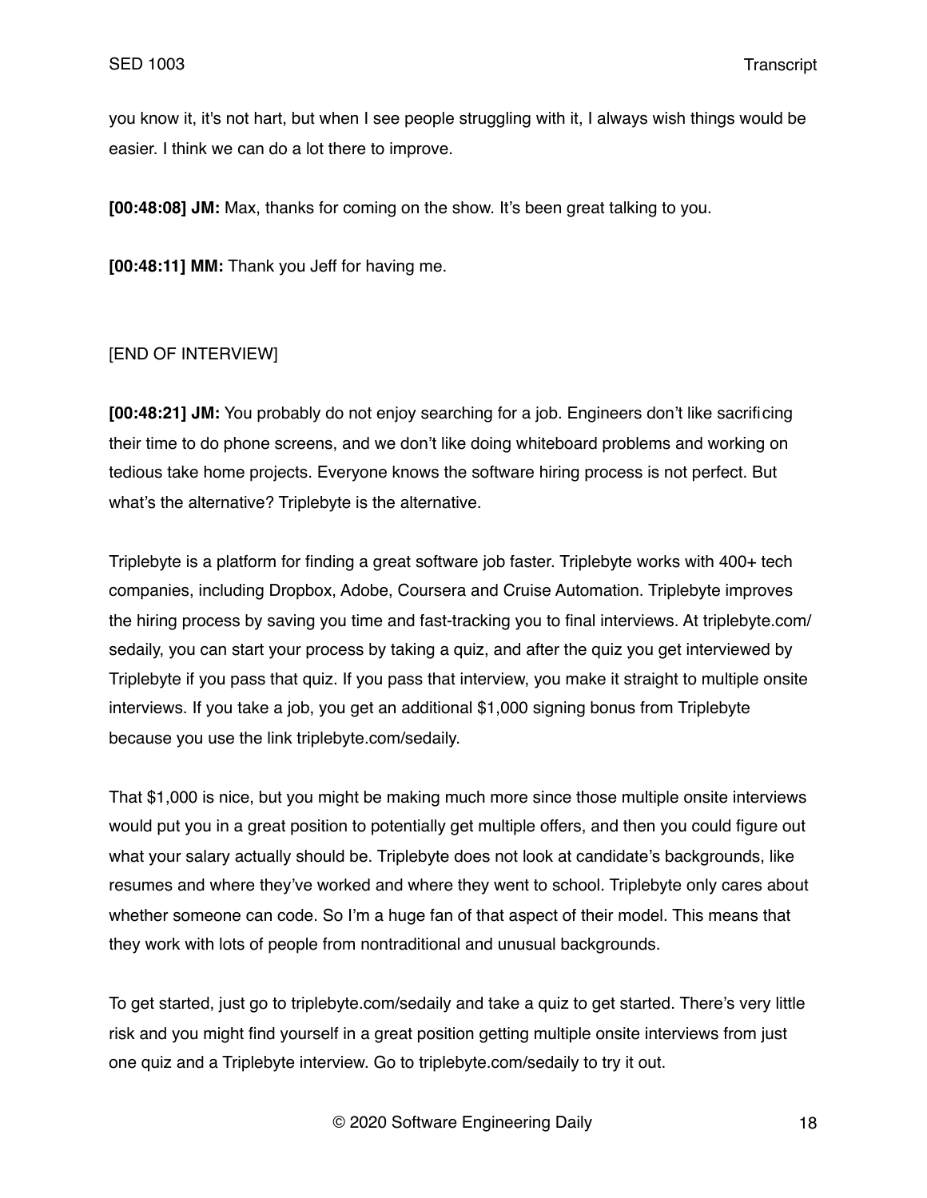you know it, it's not hart, but when I see people struggling with it, I always wish things would be easier. I think we can do a lot there to improve.

**[00:48:08] JM:** Max, thanks for coming on the show. It's been great talking to you.

**[00:48:11] MM:** Thank you Jeff for having me.

[END OF INTERVIEW]

**[00:48:21] JM:** You probably do not enjoy searching for a job. Engineers don't like sacrificing their time to do phone screens, and we don't like doing whiteboard problems and working on tedious take home projects. Everyone knows the software hiring process is not perfect. But what's the alternative? Triplebyte is the alternative.

Triplebyte is a platform for finding a great software job faster. Triplebyte works with 400+ tech companies, including Dropbox, Adobe, Coursera and Cruise Automation. Triplebyte improves the hiring process by saving you time and fast-tracking you to final interviews. At triplebyte.com/sedaily, you can start your process by taking a quiz, and after the quiz you get interviewed by Triplebyte if you pass that quiz. If you pass that interview, you make it straight to multiple onsite interviews. If you take a job, you get an additional $1,000 signing bonus from Triplebyte because you use the link triplebyte.com/sedaily.

That $1,000 is nice, but you might be making much more since those multiple onsite interviews would put you in a great position to potentially get multiple offers, and then you could figure out what your salary actually should be. Triplebyte does not look at candidate's backgrounds, like resumes and where they've worked and where they went to school. Triplebyte only cares about whether someone can code. So I'm a huge fan of that aspect of their model. This means that they work with lots of people from nontraditional and unusual backgrounds.

To get started, just go to triplebyte.com/sedaily and take a quiz to get started. There's very little risk and you might find yourself in a great position getting multiple onsite interviews from just one quiz and a Triplebyte interview. Go to triplebyte.com/sedaily to try it out.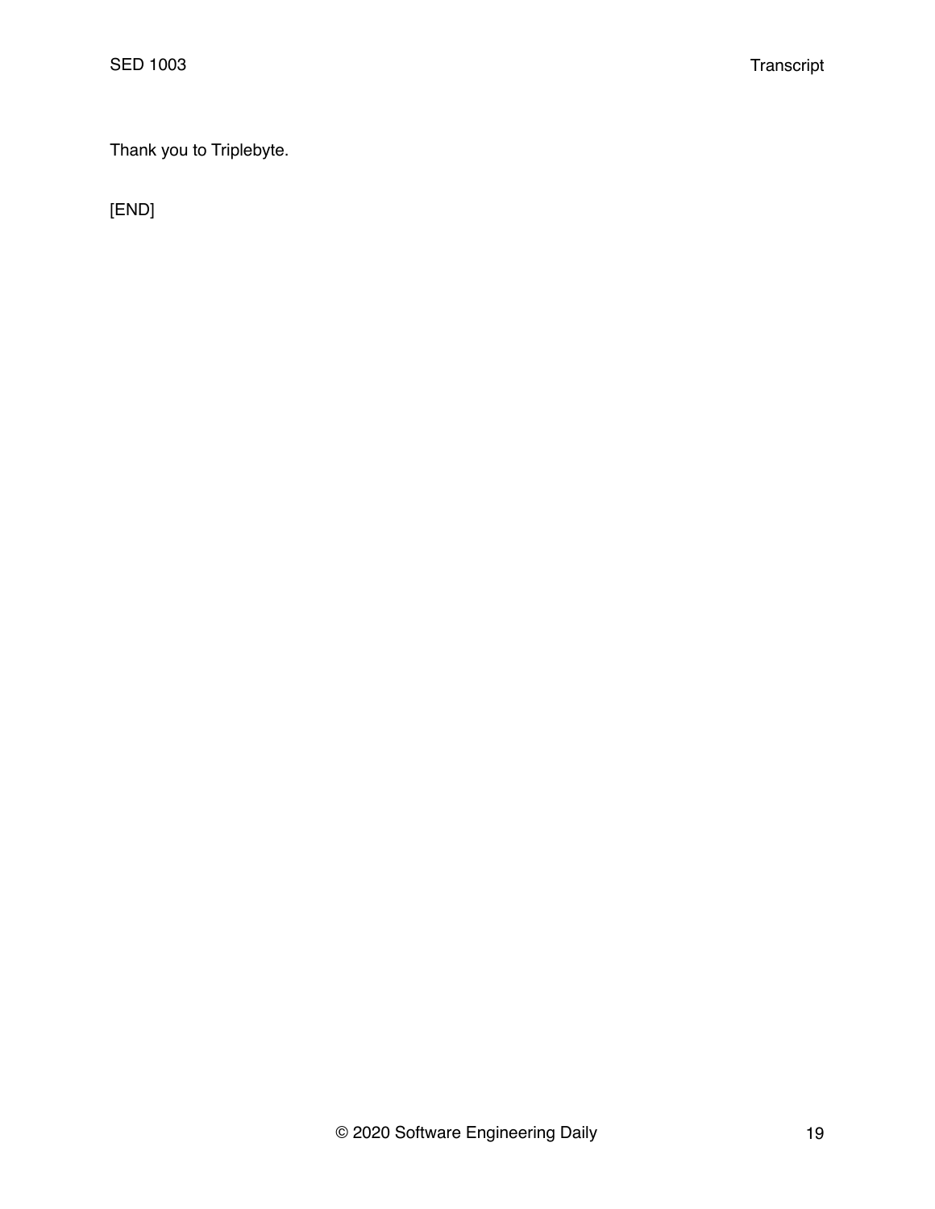Thank you to Triplebyte.

[END]